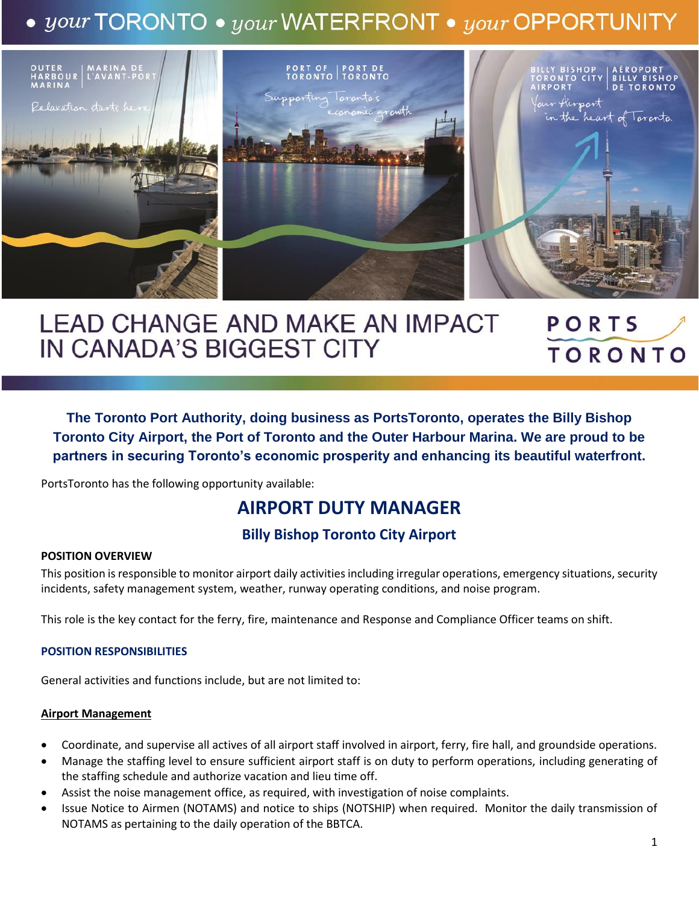• *your* TORONTO • *your* WATERFRONT • *your* OPPORTUNITY

OUTER HARBOUR MARINA | MARINA DE L'AVANT-PORT

*Relaxation starts here*

PORT OF TORONTO | PORT DE TORONTO

*Supporting Toronto's economic growth*

BILLY BISHOP TORONTO CITY AIRPORT | AÉROPORT BILLY BISHOP DE TORONTO

*Your Airport in the heart of Toronto.*

# LEAD CHANGE AND MAKE AN IMPACT IN CANADA'S BIGGEST CITY

PORTS TORONTO

**The Toronto Port Authority, doing business as PortsToronto, operates the Billy Bishop Toronto City Airport, the Port of Toronto and the Outer Harbour Marina. We are proud to be partners in securing Toronto's economic prosperity and enhancing its beautiful waterfront.**

PortsToronto has the following opportunity available:

## AIRPORT DUTY MANAGER

### Billy Bishop Toronto City Airport

**POSITION OVERVIEW**

This position is responsible to monitor airport daily activities including irregular operations, emergency situations, security incidents, safety management system, weather, runway operating conditions, and noise program.

This role is the key contact for the ferry, fire, maintenance and Response and Compliance Officer teams on shift.

**POSITION RESPONSIBILITIES**

General activities and functions include, but are not limited to:

**Airport Management**

- Coordinate, and supervise all actives of all airport staff involved in airport, ferry, fire hall, and groundside operations.
- Manage the staffing level to ensure sufficient airport staff is on duty to perform operations, including generating of the staffing schedule and authorize vacation and lieu time off.
- Assist the noise management office, as required, with investigation of noise complaints.
- Issue Notice to Airmen (NOTAMS) and notice to ships (NOTSHIP) when required. Monitor the daily transmission of NOTAMS as pertaining to the daily operation of the BBTCA.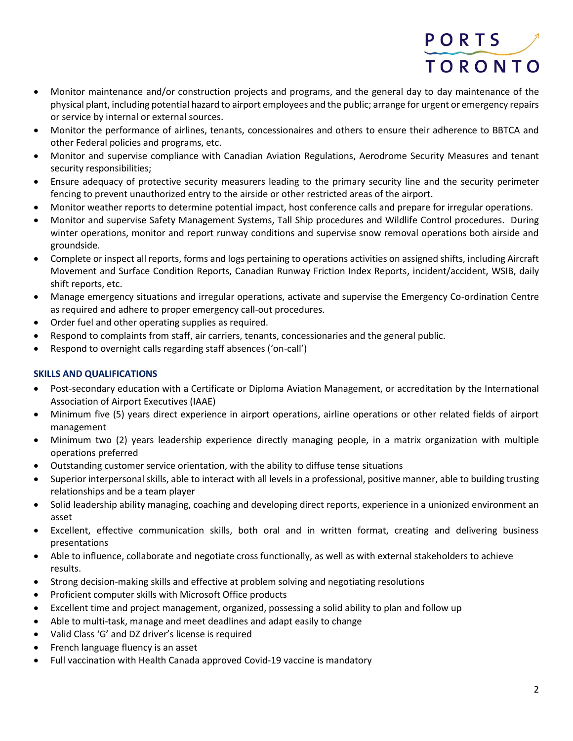- Monitor maintenance and/or construction projects and programs, and the general day to day maintenance of the physical plant, including potential hazard to airport employees and the public; arrange for urgent or emergency repairs or service by internal or external sources.
- Monitor the performance of airlines, tenants, concessionaires and others to ensure their adherence to BBTCA and other Federal policies and programs, etc.
- Monitor and supervise compliance with Canadian Aviation Regulations, Aerodrome Security Measures and tenant security responsibilities;
- Ensure adequacy of protective security measurers leading to the primary security line and the security perimeter fencing to prevent unauthorized entry to the airside or other restricted areas of the airport.
- Monitor weather reports to determine potential impact, host conference calls and prepare for irregular operations.
- Monitor and supervise Safety Management Systems, Tall Ship procedures and Wildlife Control procedures. During winter operations, monitor and report runway conditions and supervise snow removal operations both airside and groundside.
- Complete or inspect all reports, forms and logs pertaining to operations activities on assigned shifts, including Aircraft Movement and Surface Condition Reports, Canadian Runway Friction Index Reports, incident/accident, WSIB, daily shift reports, etc.
- Manage emergency situations and irregular operations, activate and supervise the Emergency Co-ordination Centre as required and adhere to proper emergency call-out procedures.
- Order fuel and other operating supplies as required.
- Respond to complaints from staff, air carriers, tenants, concessionaries and the general public.
- Respond to overnight calls regarding staff absences ('on-call')

### SKILLS AND QUALIFICATIONS

- Post-secondary education with a Certificate or Diploma Aviation Management, or accreditation by the International Association of Airport Executives (IAAE)
- Minimum five (5) years direct experience in airport operations, airline operations or other related fields of airport management
- Minimum two (2) years leadership experience directly managing people, in a matrix organization with multiple operations preferred
- Outstanding customer service orientation, with the ability to diffuse tense situations
- Superior interpersonal skills, able to interact with all levels in a professional, positive manner, able to building trusting relationships and be a team player
- Solid leadership ability managing, coaching and developing direct reports, experience in a unionized environment an asset
- Excellent, effective communication skills, both oral and in written format, creating and delivering business presentations
- Able to influence, collaborate and negotiate cross functionally, as well as with external stakeholders to achieve results.
- Strong decision-making skills and effective at problem solving and negotiating resolutions
- Proficient computer skills with Microsoft Office products
- Excellent time and project management, organized, possessing a solid ability to plan and follow up
- Able to multi-task, manage and meet deadlines and adapt easily to change
- Valid Class 'G' and DZ driver's license is required
- French language fluency is an asset
- Full vaccination with Health Canada approved Covid-19 vaccine is mandatory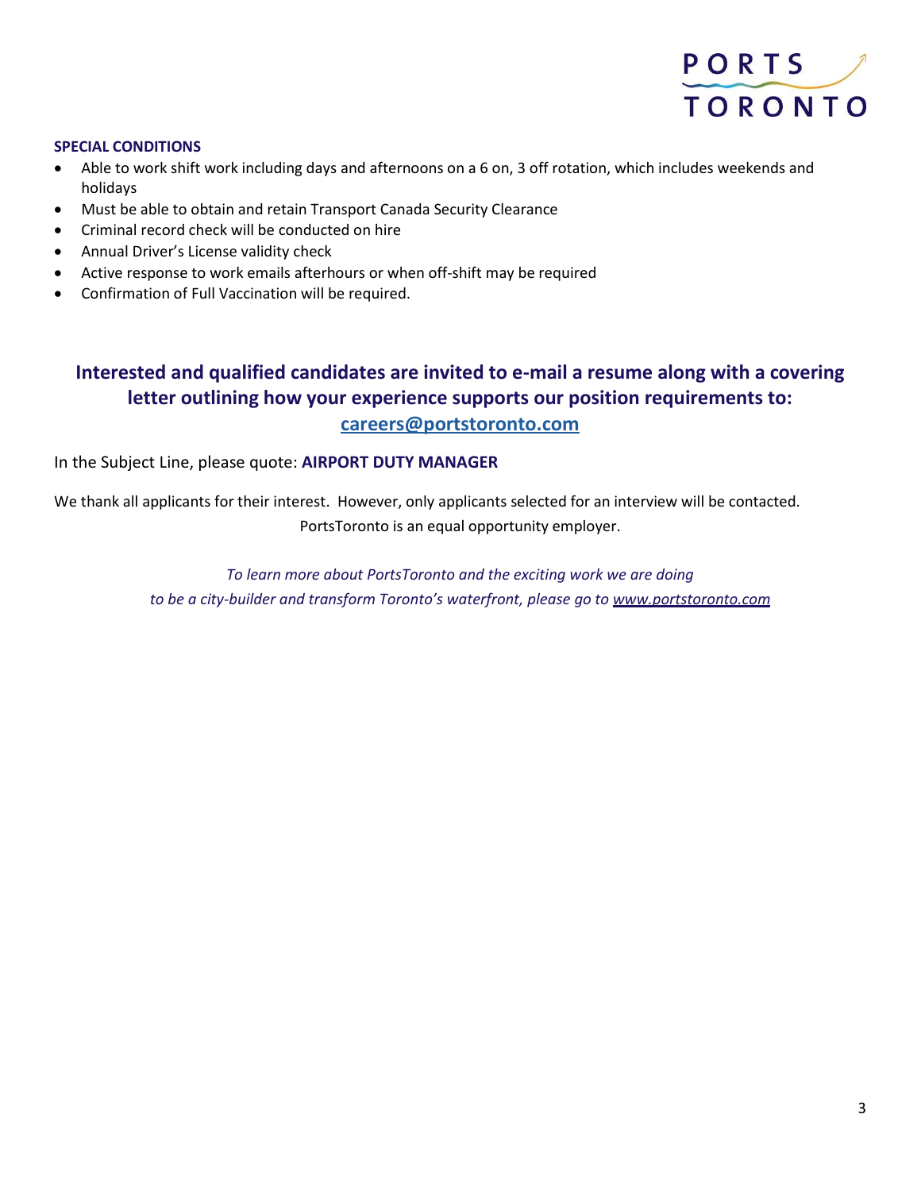### SPECIAL CONDITIONS

- Able to work shift work including days and afternoons on a 6 on, 3 off rotation, which includes weekends and holidays
- Must be able to obtain and retain Transport Canada Security Clearance
- Criminal record check will be conducted on hire
- Annual Driver's License validity check
- Active response to work emails afterhours or when off-shift may be required
- Confirmation of Full Vaccination will be required.

**Interested and qualified candidates are invited to e-mail a resume along with a covering letter outlining how your experience supports our position requirements to:**
**careers@portstoronto.com**

In the Subject Line, please quote: **AIRPORT DUTY MANAGER**

We thank all applicants for their interest. However, only applicants selected for an interview will be contacted.
PortsToronto is an equal opportunity employer.

*To learn more about PortsToronto and the exciting work we are doing to be a city-builder and transform Toronto's waterfront, please go to www.portstoronto.com*